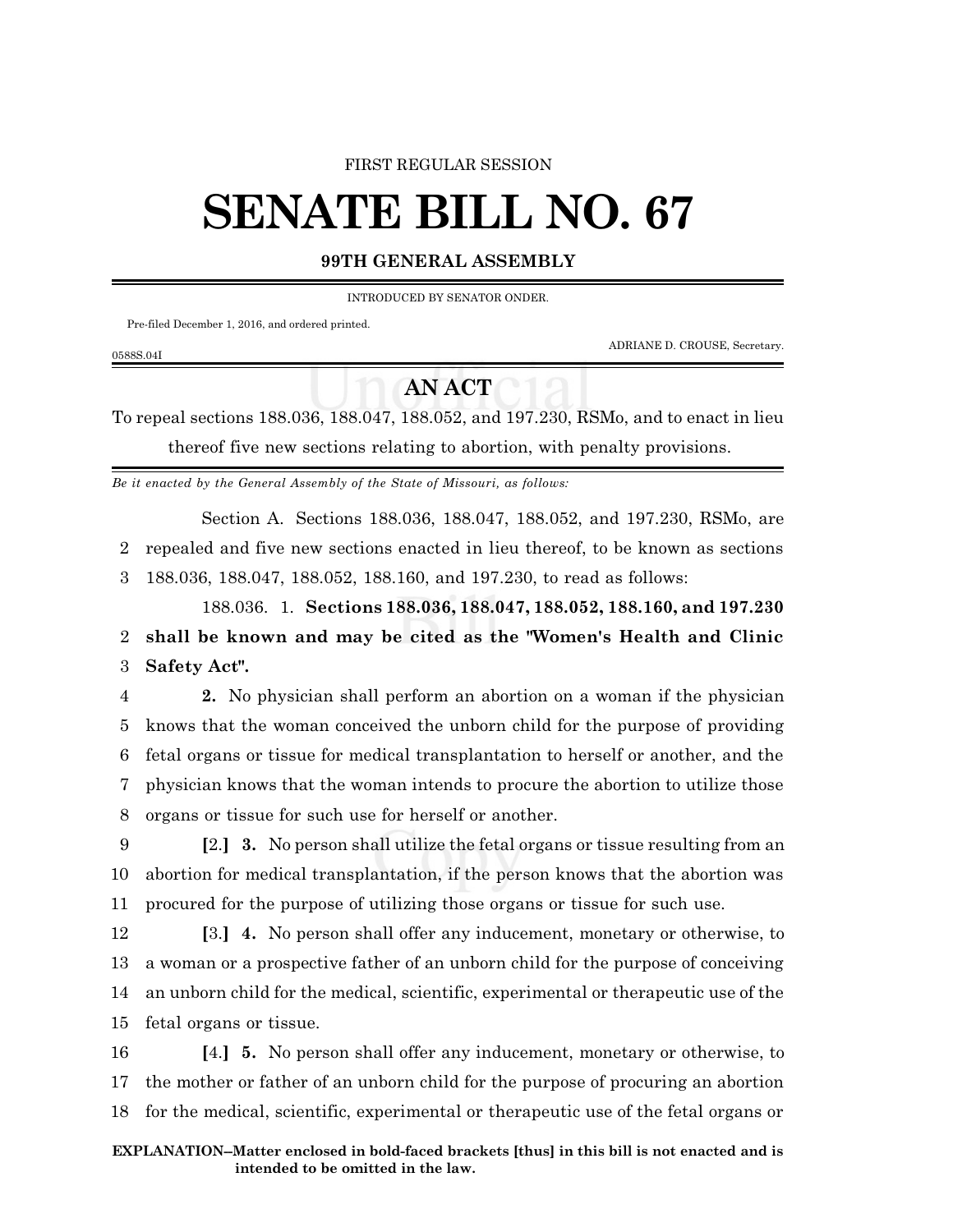FIRST REGULAR SESSION

# SENATE BILL NO. 67

**99TH GENERAL ASSEMBLY**

INTRODUCED BY SENATOR ONDER.

Pre-filed December 1, 2016, and ordered printed.

ADRIANE D. CROUSE, Secretary.

0588S.04I

## AN ACT

To repeal sections 188.036, 188.047, 188.052, and 197.230, RSMo, and to enact in lieu thereof five new sections relating to abortion, with penalty provisions.

*Be it enacted by the General Assembly of the State of Missouri, as follows:*

Section A. Sections 188.036, 188.047, 188.052, and 197.230, RSMo, are repealed and five new sections enacted in lieu thereof, to be known as sections 188.036, 188.047, 188.052, 188.160, and 197.230, to read as follows:

188.036. 1. **Sections 188.036, 188.047, 188.052, 188.160, and 197.230 shall be known and may be cited as the "Women's Health and Clinic Safety Act".**

**2.** No physician shall perform an abortion on a woman if the physician knows that the woman conceived the unborn child for the purpose of providing fetal organs or tissue for medical transplantation to herself or another, and the physician knows that the woman intends to procure the abortion to utilize those organs or tissue for such use for herself or another.

**[**2.**]** **3.** No person shall utilize the fetal organs or tissue resulting from an abortion for medical transplantation, if the person knows that the abortion was procured for the purpose of utilizing those organs or tissue for such use.

**[**3.**]** **4.** No person shall offer any inducement, monetary or otherwise, to a woman or a prospective father of an unborn child for the purpose of conceiving an unborn child for the medical, scientific, experimental or therapeutic use of the fetal organs or tissue.

**[**4.**]** **5.** No person shall offer any inducement, monetary or otherwise, to the mother or father of an unborn child for the purpose of procuring an abortion for the medical, scientific, experimental or therapeutic use of the fetal organs or

**EXPLANATION–Matter enclosed in bold-faced brackets [thus] in this bill is not enacted and is intended to be omitted in the law.**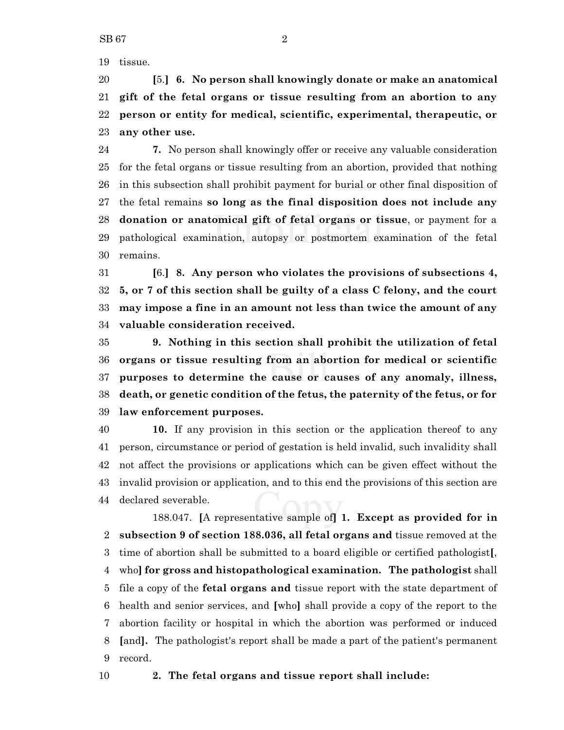tissue.

[5.] **6. No person shall knowingly donate or make an anatomical gift of the fetal organs or tissue resulting from an abortion to any person or entity for medical, scientific, experimental, therapeutic, or any other use.**

**7.** No person shall knowingly offer or receive any valuable consideration for the fetal organs or tissue resulting from an abortion, provided that nothing in this subsection shall prohibit payment for burial or other final disposition of the fetal remains **so long as the final disposition does not include any donation or anatomical gift of fetal organs or tissue**, or payment for a pathological examination, autopsy or postmortem examination of the fetal remains.

[6.] **8. Any person who violates the provisions of subsections 4, 5, or 7 of this section shall be guilty of a class C felony, and the court may impose a fine in an amount not less than twice the amount of any valuable consideration received.**

**9. Nothing in this section shall prohibit the utilization of fetal organs or tissue resulting from an abortion for medical or scientific purposes to determine the cause or causes of any anomaly, illness, death, or genetic condition of the fetus, the paternity of the fetus, or for law enforcement purposes.**

**10.** If any provision in this section or the application thereof to any person, circumstance or period of gestation is held invalid, such invalidity shall not affect the provisions or applications which can be given effect without the invalid provision or application, and to this end the provisions of this section are declared severable.

188.047. [A representative sample of] **1. Except as provided for in subsection 9 of section 188.036, all fetal organs and** tissue removed at the time of abortion shall be submitted to a board eligible or certified pathologist[, who] **for gross and histopathological examination. The pathologist** shall file a copy of the **fetal organs and** tissue report with the state department of health and senior services, and [who] shall provide a copy of the report to the abortion facility or hospital in which the abortion was performed or induced [and]**.** The pathologist's report shall be made a part of the patient's permanent record.

**2. The fetal organs and tissue report shall include:**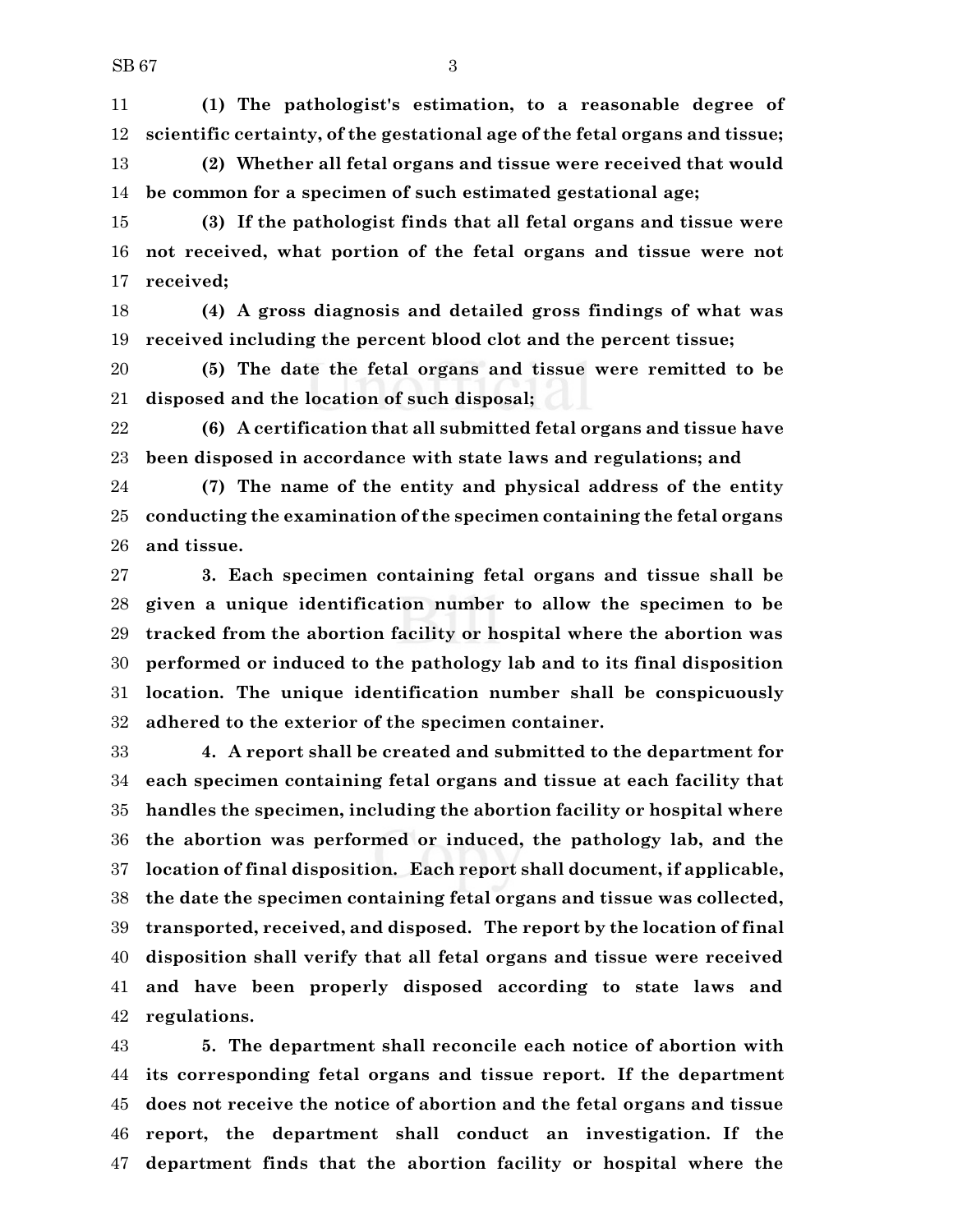**(1) The pathologist's estimation, to a reasonable degree of scientific certainty, of the gestational age of the fetal organs and tissue;**

**(2) Whether all fetal organs and tissue were received that would be common for a specimen of such estimated gestational age;**

**(3) If the pathologist finds that all fetal organs and tissue were not received, what portion of the fetal organs and tissue were not received;**

**(4) A gross diagnosis and detailed gross findings of what was received including the percent blood clot and the percent tissue;**

**(5) The date the fetal organs and tissue were remitted to be disposed and the location of such disposal;**

**(6) A certification that all submitted fetal organs and tissue have been disposed in accordance with state laws and regulations; and**

**(7) The name of the entity and physical address of the entity conducting the examination of the specimen containing the fetal organs and tissue.**

**3. Each specimen containing fetal organs and tissue shall be given a unique identification number to allow the specimen to be tracked from the abortion facility or hospital where the abortion was performed or induced to the pathology lab and to its final disposition location. The unique identification number shall be conspicuously adhered to the exterior of the specimen container.**

**4. A report shall be created and submitted to the department for each specimen containing fetal organs and tissue at each facility that handles the specimen, including the abortion facility or hospital where the abortion was performed or induced, the pathology lab, and the location of final disposition. Each report shall document, if applicable, the date the specimen containing fetal organs and tissue was collected, transported, received, and disposed. The report by the location of final disposition shall verify that all fetal organs and tissue were received and have been properly disposed according to state laws and regulations.**

**5. The department shall reconcile each notice of abortion with its corresponding fetal organs and tissue report. If the department does not receive the notice of abortion and the fetal organs and tissue report, the department shall conduct an investigation. If the department finds that the abortion facility or hospital where the**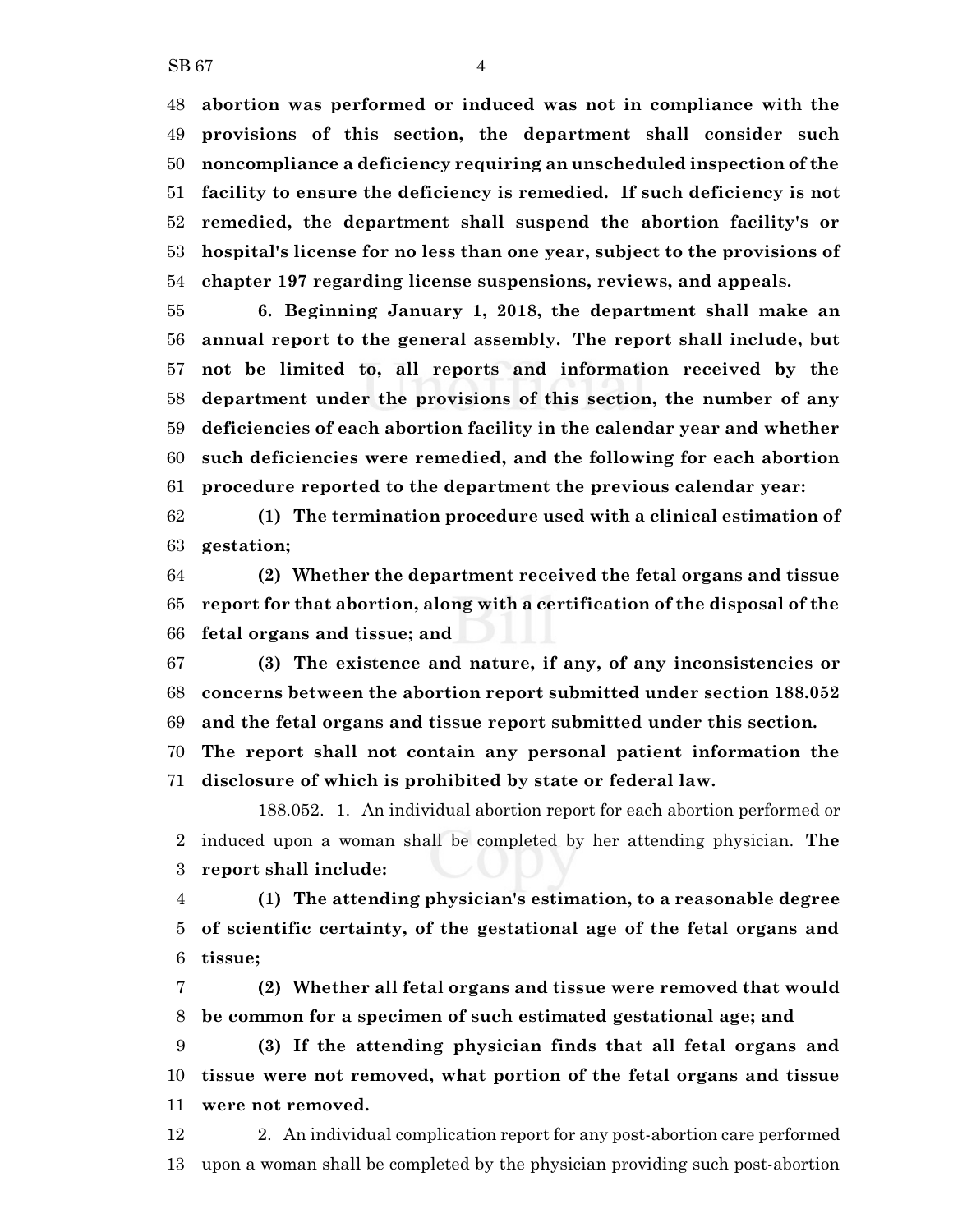**abortion was performed or induced was not in compliance with the provisions of this section, the department shall consider such noncompliance a deficiency requiring an unscheduled inspection of the facility to ensure the deficiency is remedied. If such deficiency is not remedied, the department shall suspend the abortion facility's or hospital's license for no less than one year, subject to the provisions of chapter 197 regarding license suspensions, reviews, and appeals.**

**6. Beginning January 1, 2018, the department shall make an annual report to the general assembly. The report shall include, but not be limited to, all reports and information received by the department under the provisions of this section, the number of any deficiencies of each abortion facility in the calendar year and whether such deficiencies were remedied, and the following for each abortion procedure reported to the department the previous calendar year:**

**(1) The termination procedure used with a clinical estimation of gestation;**

**(2) Whether the department received the fetal organs and tissue report for that abortion, along with a certification of the disposal of the fetal organs and tissue; and**

**(3) The existence and nature, if any, of any inconsistencies or concerns between the abortion report submitted under section 188.052 and the fetal organs and tissue report submitted under this section. The report shall not contain any personal patient information the disclosure of which is prohibited by state or federal law.**

188.052. 1. An individual abortion report for each abortion performed or induced upon a woman shall be completed by her attending physician. **The report shall include:**

**(1) The attending physician's estimation, to a reasonable degree of scientific certainty, of the gestational age of the fetal organs and tissue;**

**(2) Whether all fetal organs and tissue were removed that would be common for a specimen of such estimated gestational age; and**

**(3) If the attending physician finds that all fetal organs and tissue were not removed, what portion of the fetal organs and tissue were not removed.**

2. An individual complication report for any post-abortion care performed upon a woman shall be completed by the physician providing such post-abortion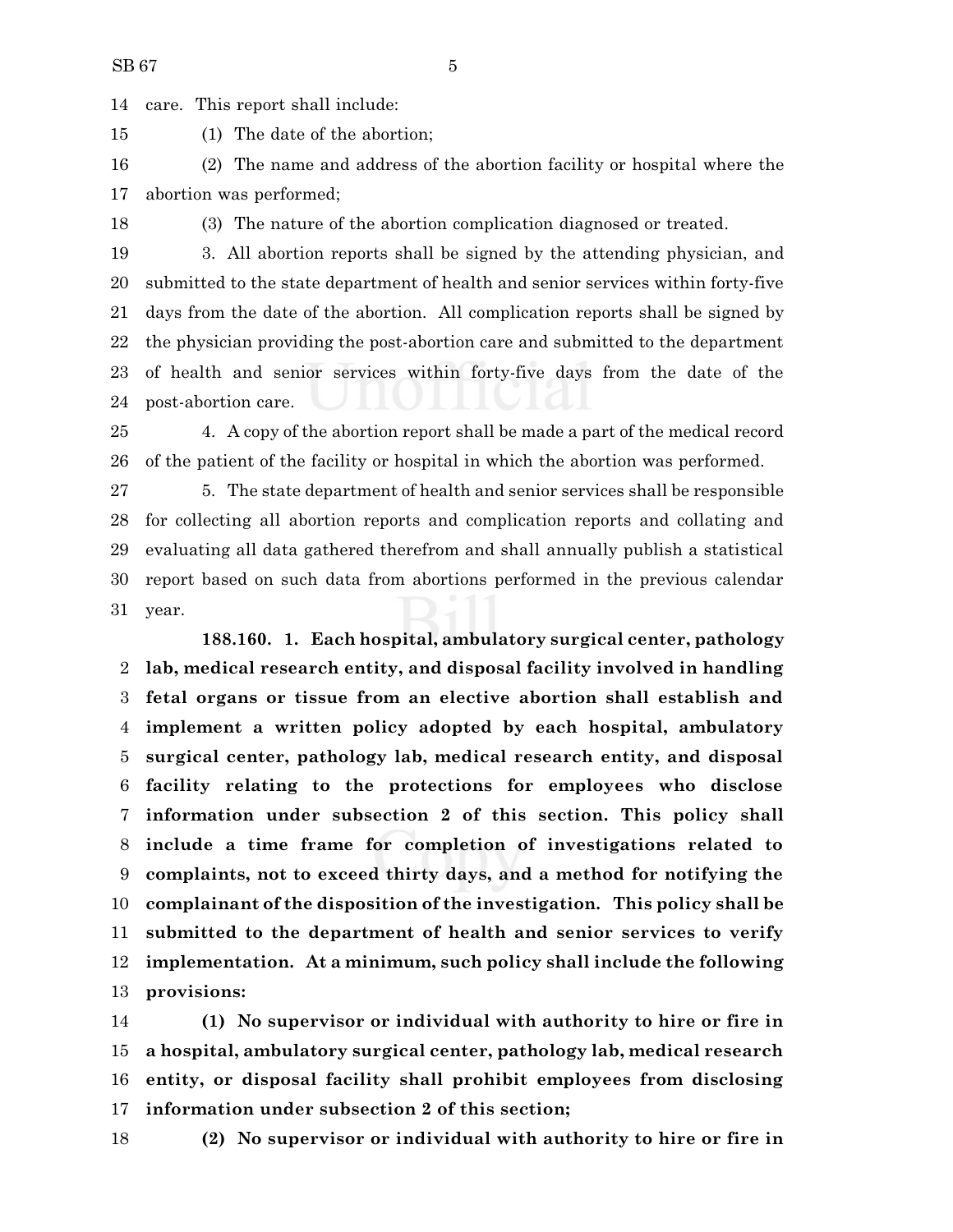care. This report shall include:

(1) The date of the abortion;

(2) The name and address of the abortion facility or hospital where the abortion was performed;

(3) The nature of the abortion complication diagnosed or treated.

3. All abortion reports shall be signed by the attending physician, and submitted to the state department of health and senior services within forty-five days from the date of the abortion. All complication reports shall be signed by the physician providing the post-abortion care and submitted to the department of health and senior services within forty-five days from the date of the post-abortion care.

4. A copy of the abortion report shall be made a part of the medical record of the patient of the facility or hospital in which the abortion was performed.

5. The state department of health and senior services shall be responsible for collecting all abortion reports and complication reports and collating and evaluating all data gathered therefrom and shall annually publish a statistical report based on such data from abortions performed in the previous calendar year.

**188.160. 1. Each hospital, ambulatory surgical center, pathology lab, medical research entity, and disposal facility involved in handling fetal organs or tissue from an elective abortion shall establish and implement a written policy adopted by each hospital, ambulatory surgical center, pathology lab, medical research entity, and disposal facility relating to the protections for employees who disclose information under subsection 2 of this section. This policy shall include a time frame for completion of investigations related to complaints, not to exceed thirty days, and a method for notifying the complainant of the disposition of the investigation. This policy shall be submitted to the department of health and senior services to verify implementation. At a minimum, such policy shall include the following provisions:**

**(1) No supervisor or individual with authority to hire or fire in a hospital, ambulatory surgical center, pathology lab, medical research entity, or disposal facility shall prohibit employees from disclosing information under subsection 2 of this section;**

**(2) No supervisor or individual with authority to hire or fire in**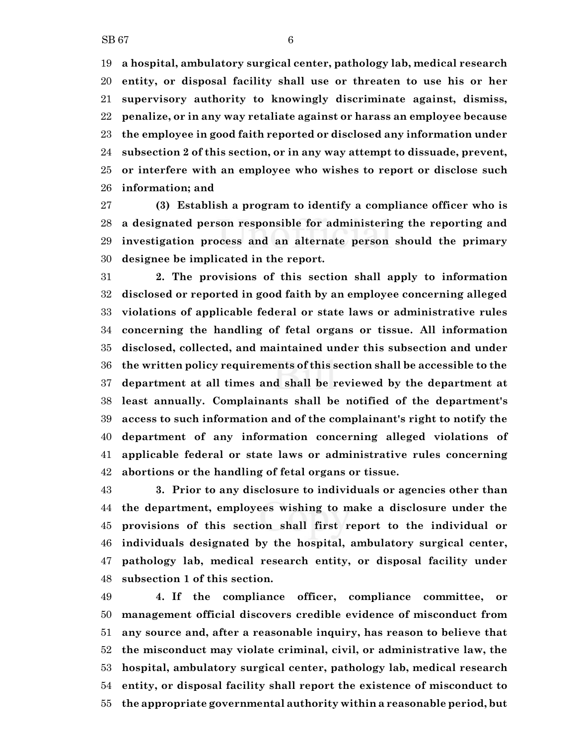**a hospital, ambulatory surgical center, pathology lab, medical research entity, or disposal facility shall use or threaten to use his or her supervisory authority to knowingly discriminate against, dismiss, penalize, or in any way retaliate against or harass an employee because the employee in good faith reported or disclosed any information under subsection 2 of this section, or in any way attempt to dissuade, prevent, or interfere with an employee who wishes to report or disclose such information; and**

**(3) Establish a program to identify a compliance officer who is a designated person responsible for administering the reporting and investigation process and an alternate person should the primary designee be implicated in the report.**

**2. The provisions of this section shall apply to information disclosed or reported in good faith by an employee concerning alleged violations of applicable federal or state laws or administrative rules concerning the handling of fetal organs or tissue. All information disclosed, collected, and maintained under this subsection and under the written policy requirements of this section shall be accessible to the department at all times and shall be reviewed by the department at least annually. Complainants shall be notified of the department's access to such information and of the complainant's right to notify the department of any information concerning alleged violations of applicable federal or state laws or administrative rules concerning abortions or the handling of fetal organs or tissue.**

**3. Prior to any disclosure to individuals or agencies other than the department, employees wishing to make a disclosure under the provisions of this section shall first report to the individual or individuals designated by the hospital, ambulatory surgical center, pathology lab, medical research entity, or disposal facility under subsection 1 of this section.**

**4. If the compliance officer, compliance committee, or management official discovers credible evidence of misconduct from any source and, after a reasonable inquiry, has reason to believe that the misconduct may violate criminal, civil, or administrative law, the hospital, ambulatory surgical center, pathology lab, medical research entity, or disposal facility shall report the existence of misconduct to the appropriate governmental authority within a reasonable period, but**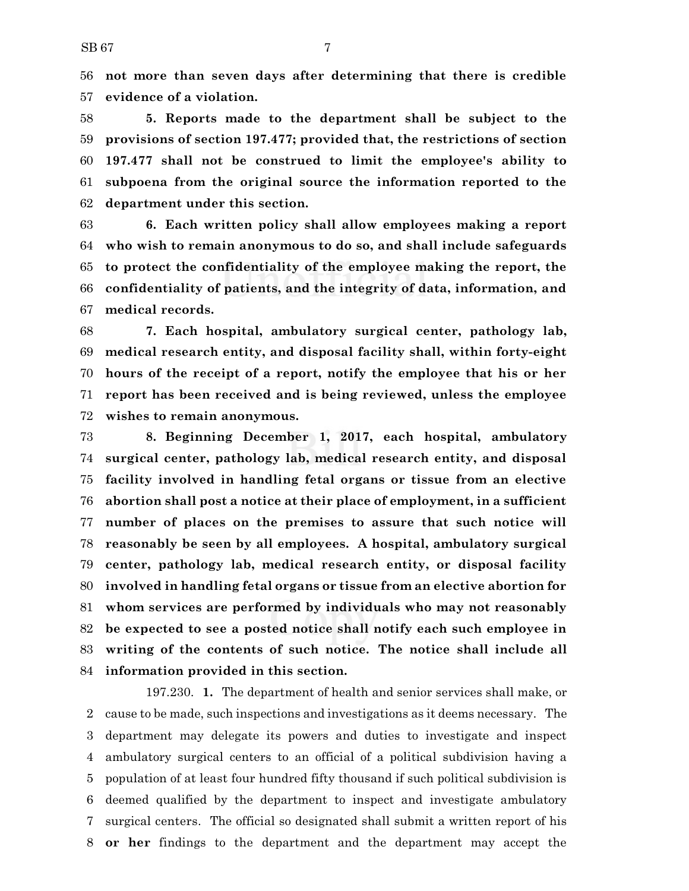56 **not more than seven days after determining that there is credible**
57 **evidence of a violation.**

58 **5. Reports made to the department shall be subject to the**
59 **provisions of section 197.477; provided that, the restrictions of section**
60 **197.477 shall not be construed to limit the employee's ability to**
61 **subpoena from the original source the information reported to the**
62 **department under this section.**

63 **6. Each written policy shall allow employees making a report**
64 **who wish to remain anonymous to do so, and shall include safeguards**
65 **to protect the confidentiality of the employee making the report, the**
66 **confidentiality of patients, and the integrity of data, information, and**
67 **medical records.**

68 **7. Each hospital, ambulatory surgical center, pathology lab,**
69 **medical research entity, and disposal facility shall, within forty-eight**
70 **hours of the receipt of a report, notify the employee that his or her**
71 **report has been received and is being reviewed, unless the employee**
72 **wishes to remain anonymous.**

73 **8. Beginning December 1, 2017, each hospital, ambulatory**
74 **surgical center, pathology lab, medical research entity, and disposal**
75 **facility involved in handling fetal organs or tissue from an elective**
76 **abortion shall post a notice at their place of employment, in a sufficient**
77 **number of places on the premises to assure that such notice will**
78 **reasonably be seen by all employees. A hospital, ambulatory surgical**
79 **center, pathology lab, medical research entity, or disposal facility**
80 **involved in handling fetal organs or tissue from an elective abortion for**
81 **whom services are performed by individuals who may not reasonably**
82 **be expected to see a posted notice shall notify each such employee in**
83 **writing of the contents of such notice. The notice shall include all**
84 **information provided in this section.**

197.230. **1.** The department of health and senior services shall make, or
2 cause to be made, such inspections and investigations as it deems necessary. The
3 department may delegate its powers and duties to investigate and inspect
4 ambulatory surgical centers to an official of a political subdivision having a
5 population of at least four hundred fifty thousand if such political subdivision is
6 deemed qualified by the department to inspect and investigate ambulatory
7 surgical centers. The official so designated shall submit a written report of his
8 **or her** findings to the department and the department may accept the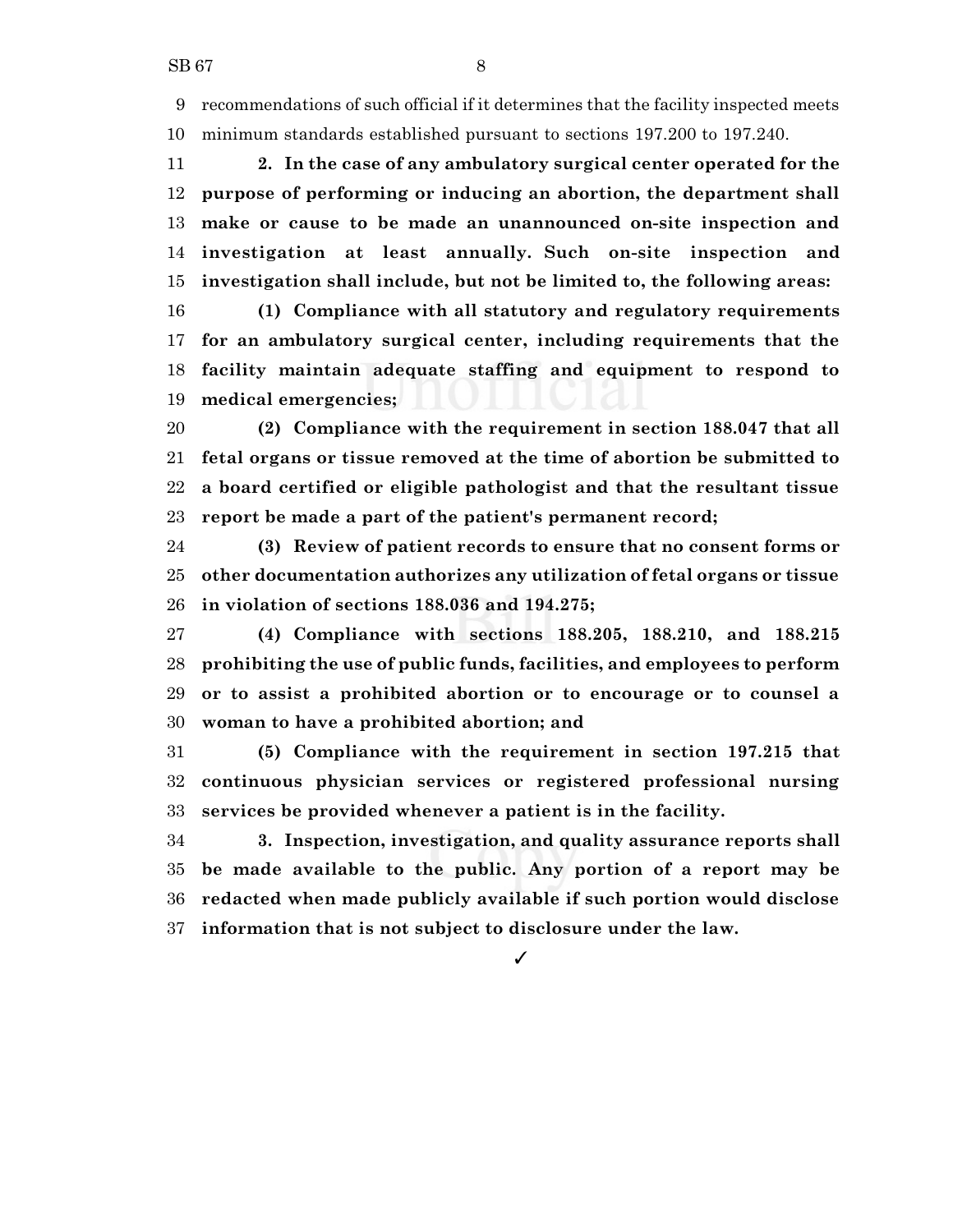recommendations of such official if it determines that the facility inspected meets minimum standards established pursuant to sections 197.200 to 197.240.

**2. In the case of any ambulatory surgical center operated for the purpose of performing or inducing an abortion, the department shall make or cause to be made an unannounced on-site inspection and investigation at least annually. Such on-site inspection and investigation shall include, but not be limited to, the following areas:**

**(1) Compliance with all statutory and regulatory requirements for an ambulatory surgical center, including requirements that the facility maintain adequate staffing and equipment to respond to medical emergencies;**

**(2) Compliance with the requirement in section 188.047 that all fetal organs or tissue removed at the time of abortion be submitted to a board certified or eligible pathologist and that the resultant tissue report be made a part of the patient's permanent record;**

**(3) Review of patient records to ensure that no consent forms or other documentation authorizes any utilization of fetal organs or tissue in violation of sections 188.036 and 194.275;**

**(4) Compliance with sections 188.205, 188.210, and 188.215 prohibiting the use of public funds, facilities, and employees to perform or to assist a prohibited abortion or to encourage or to counsel a woman to have a prohibited abortion; and**

**(5) Compliance with the requirement in section 197.215 that continuous physician services or registered professional nursing services be provided whenever a patient is in the facility.**

**3. Inspection, investigation, and quality assurance reports shall be made available to the public. Any portion of a report may be redacted when made publicly available if such portion would disclose information that is not subject to disclosure under the law.**

✓